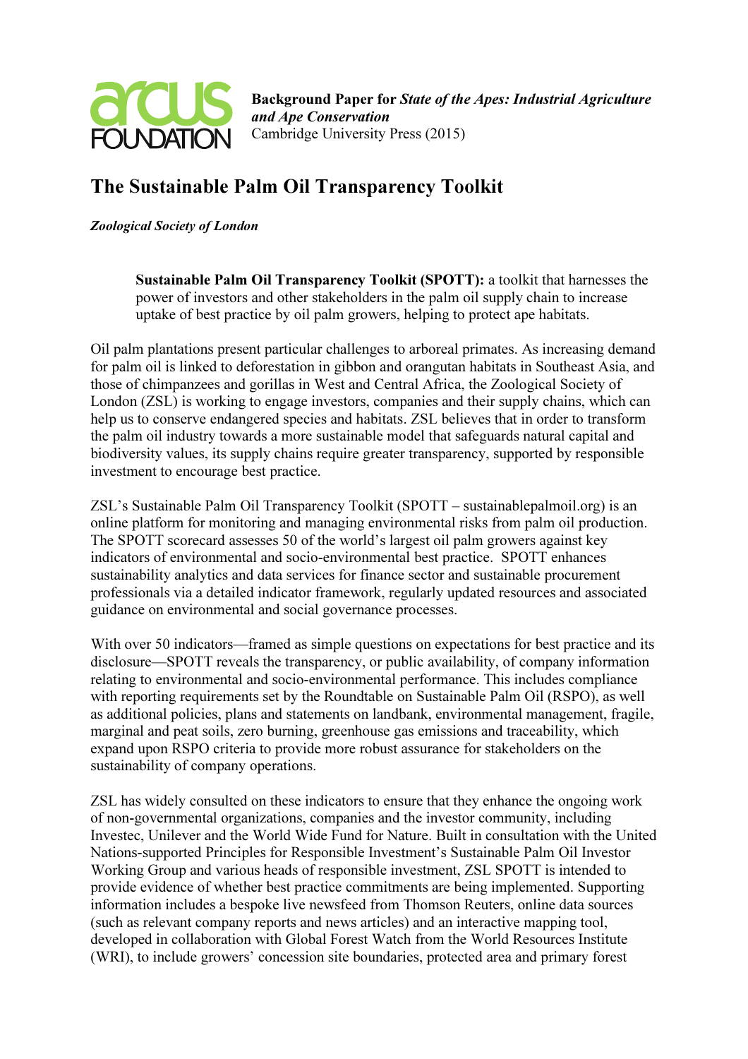**Background Paper for *State of the Apes: Industrial Agriculture and Ape Conservation***
Cambridge University Press (2015)

# The Sustainable Palm Oil Transparency Toolkit

***Zoological Society of London***

> **Sustainable Palm Oil Transparency Toolkit (SPOTT):** a toolkit that harnesses the power of investors and other stakeholders in the palm oil supply chain to increase uptake of best practice by oil palm growers, helping to protect ape habitats.

Oil palm plantations present particular challenges to arboreal primates. As increasing demand for palm oil is linked to deforestation in gibbon and orangutan habitats in Southeast Asia, and those of chimpanzees and gorillas in West and Central Africa, the Zoological Society of London (ZSL) is working to engage investors, companies and their supply chains, which can help us to conserve endangered species and habitats. ZSL believes that in order to transform the palm oil industry towards a more sustainable model that safeguards natural capital and biodiversity values, its supply chains require greater transparency, supported by responsible investment to encourage best practice.

ZSL's Sustainable Palm Oil Transparency Toolkit (SPOTT – sustainablepalmoil.org) is an online platform for monitoring and managing environmental risks from palm oil production. The SPOTT scorecard assesses 50 of the world's largest oil palm growers against key indicators of environmental and socio-environmental best practice. SPOTT enhances sustainability analytics and data services for finance sector and sustainable procurement professionals via a detailed indicator framework, regularly updated resources and associated guidance on environmental and social governance processes.

With over 50 indicators—framed as simple questions on expectations for best practice and its disclosure—SPOTT reveals the transparency, or public availability, of company information relating to environmental and socio-environmental performance. This includes compliance with reporting requirements set by the Roundtable on Sustainable Palm Oil (RSPO), as well as additional policies, plans and statements on landbank, environmental management, fragile, marginal and peat soils, zero burning, greenhouse gas emissions and traceability, which expand upon RSPO criteria to provide more robust assurance for stakeholders on the sustainability of company operations.

ZSL has widely consulted on these indicators to ensure that they enhance the ongoing work of non-governmental organizations, companies and the investor community, including Investec, Unilever and the World Wide Fund for Nature. Built in consultation with the United Nations-supported Principles for Responsible Investment's Sustainable Palm Oil Investor Working Group and various heads of responsible investment, ZSL SPOTT is intended to provide evidence of whether best practice commitments are being implemented. Supporting information includes a bespoke live newsfeed from Thomson Reuters, online data sources (such as relevant company reports and news articles) and an interactive mapping tool, developed in collaboration with Global Forest Watch from the World Resources Institute (WRI), to include growers' concession site boundaries, protected area and primary forest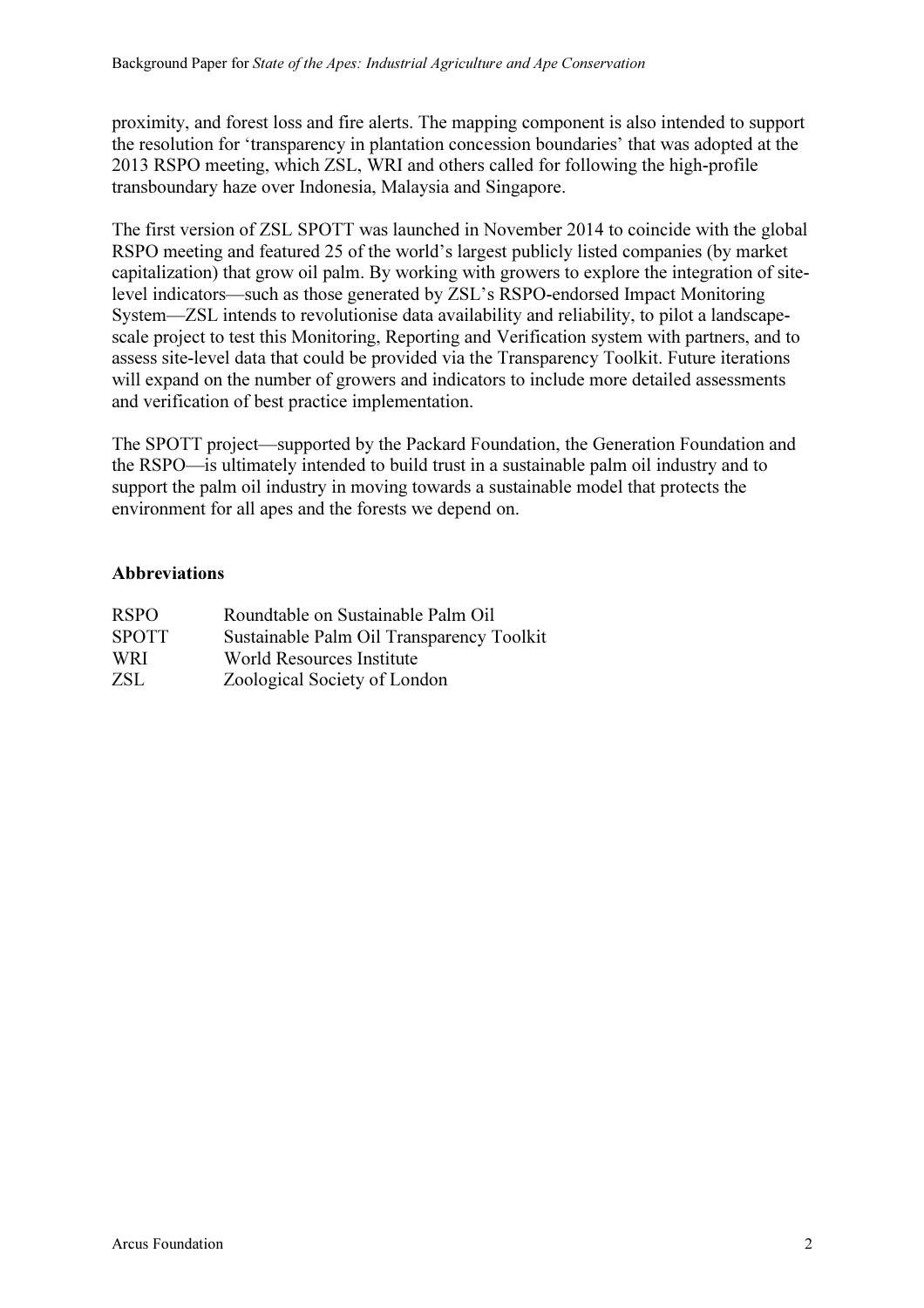proximity, and forest loss and fire alerts. The mapping component is also intended to support the resolution for 'transparency in plantation concession boundaries' that was adopted at the 2013 RSPO meeting, which ZSL, WRI and others called for following the high-profile transboundary haze over Indonesia, Malaysia and Singapore.

The first version of ZSL SPOTT was launched in November 2014 to coincide with the global RSPO meeting and featured 25 of the world's largest publicly listed companies (by market capitalization) that grow oil palm. By working with growers to explore the integration of site-level indicators—such as those generated by ZSL's RSPO-endorsed Impact Monitoring System—ZSL intends to revolutionise data availability and reliability, to pilot a landscape-scale project to test this Monitoring, Reporting and Verification system with partners, and to assess site-level data that could be provided via the Transparency Toolkit. Future iterations will expand on the number of growers and indicators to include more detailed assessments and verification of best practice implementation.

The SPOTT project—supported by the Packard Foundation, the Generation Foundation and the RSPO—is ultimately intended to build trust in a sustainable palm oil industry and to support the palm oil industry in moving towards a sustainable model that protects the environment for all apes and the forests we depend on.

**Abbreviations**

| | |
|---|---|
| RSPO | Roundtable on Sustainable Palm Oil |
| SPOTT | Sustainable Palm Oil Transparency Toolkit |
| WRI | World Resources Institute |
| ZSL | Zoological Society of London |